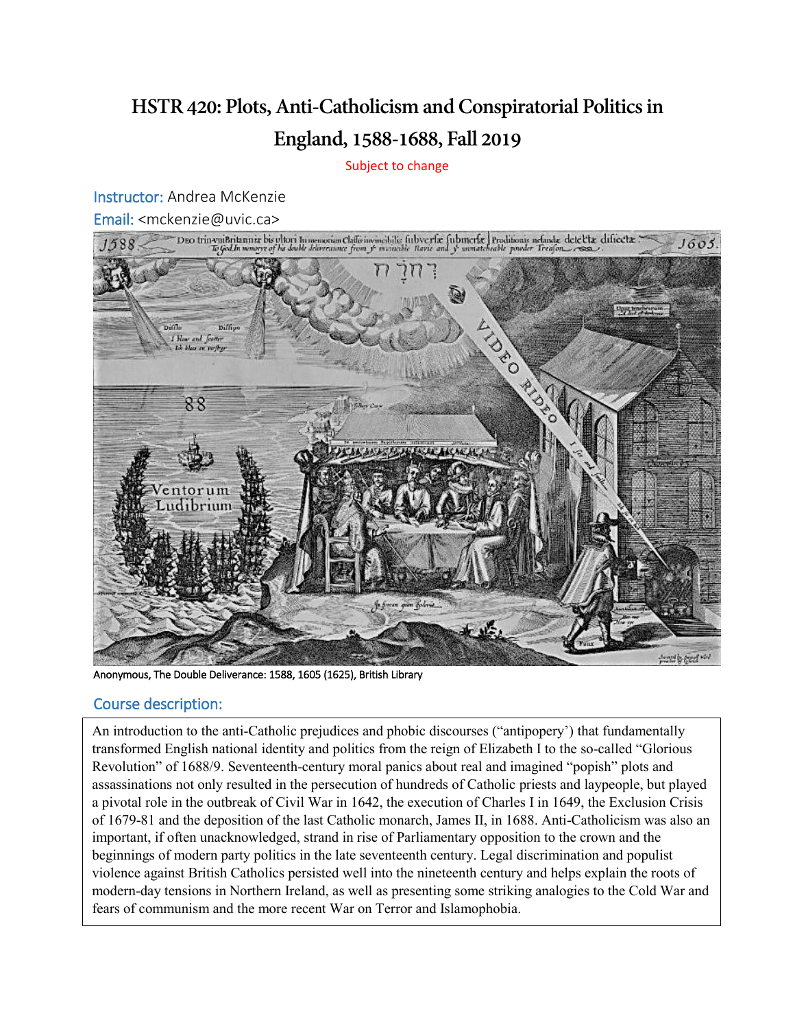# HSTR 420: Plots, Anti-Catholicism and Conspiratorial Politics in England, 1588-1688, Fall 2019

Subject to change

Instructor: Andrea McKenzie

Email: <mckenzie@uvic.ca>

Anonymous, The Double Deliverance: 1588, 1605 (1625), British Library

## Course description:

An introduction to the anti-Catholic prejudices and phobic discourses ("antipopery') that fundamentally transformed English national identity and politics from the reign of Elizabeth I to the so-called "Glorious Revolution" of 1688/9. Seventeenth-century moral panics about real and imagined "popish" plots and assassinations not only resulted in the persecution of hundreds of Catholic priests and laypeople, but played a pivotal role in the outbreak of Civil War in 1642, the execution of Charles I in 1649, the Exclusion Crisis of 1679-81 and the deposition of the last Catholic monarch, James II, in 1688. Anti-Catholicism was also an important, if often unacknowledged, strand in rise of Parliamentary opposition to the crown and the beginnings of modern party politics in the late seventeenth century. Legal discrimination and populist violence against British Catholics persisted well into the nineteenth century and helps explain the roots of modern-day tensions in Northern Ireland, as well as presenting some striking analogies to the Cold War and fears of communism and the more recent War on Terror and Islamophobia.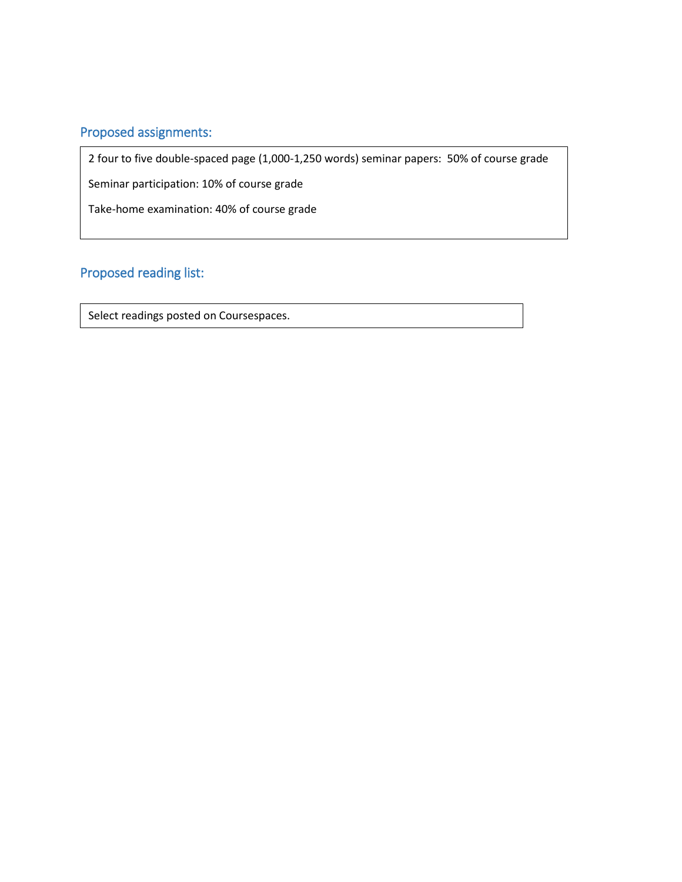## Proposed assignments:

2 four to five double-spaced page (1,000-1,250 words) seminar papers: 50% of course grade

Seminar participation: 10% of course grade

Take-home examination: 40% of course grade

## Proposed reading list:

Select readings posted on Coursespaces.